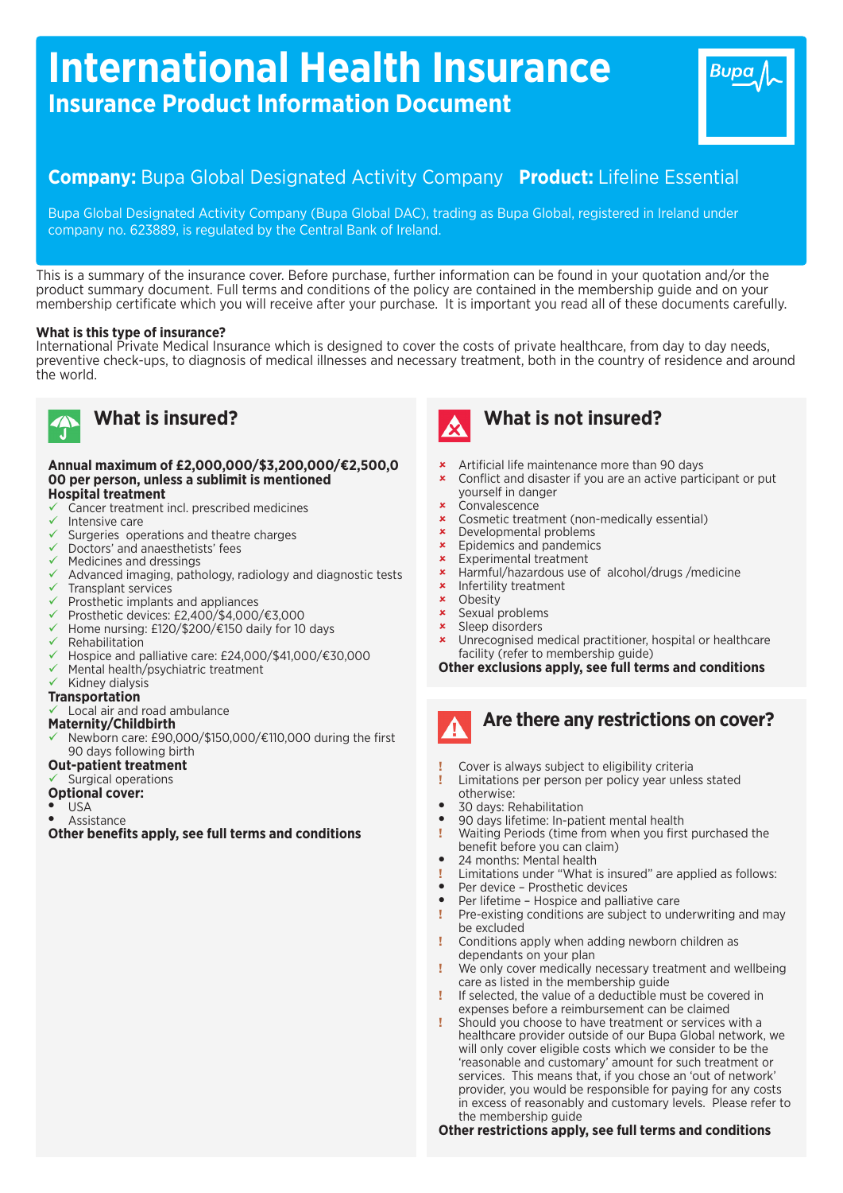# International Health Insurance

## Insurance Product Information Document

**Company:** Bupa Global Designated Activity Company **Product:** Lifeline Essential

Bupa Global Designated Activity Company (Bupa Global DAC), trading as Bupa Global, registered in Ireland under company no. 623889, is regulated by the Central Bank of Ireland.

This is a summary of the insurance cover. Before purchase, further information can be found in your quotation and/or the product summary document. Full terms and conditions of the policy are contained in the membership guide and on your membership certificate which you will receive after your purchase. It is important you read all of these documents carefully.

**What is this type of insurance?**

International Private Medical Insurance which is designed to cover the costs of private healthcare, from day to day needs, preventive check-ups, to diagnosis of medical illnesses and necessary treatment, both in the country of residence and around the world.

## What is insured?

**Annual maximum of £2,000,000/$3,200,000/€2,500,000 per person, unless a sublimit is mentioned**

**Hospital treatment**

- ✓ Cancer treatment incl. prescribed medicines
- ✓ Intensive care
- ✓ Surgeries operations and theatre charges
- ✓ Doctors' and anaesthetists' fees
- ✓ Medicines and dressings
- ✓ Advanced imaging, pathology, radiology and diagnostic tests
- ✓ Transplant services
- ✓ Prosthetic implants and appliances
- ✓ Prosthetic devices: £2,400/$4,000/€3,000
- ✓ Home nursing: £120/$200/€150 daily for 10 days
- ✓ Rehabilitation
- ✓ Hospice and palliative care: £24,000/$41,000/€30,000
- ✓ Mental health/psychiatric treatment
- ✓ Kidney dialysis

**Transportation**

- ✓ Local air and road ambulance

**Maternity/Childbirth**

- ✓ Newborn care: £90,000/$150,000/€110,000 during the first 90 days following birth

**Out-patient treatment**

- ✓ Surgical operations

**Optional cover:**

- USA
- Assistance

**Other benefits apply, see full terms and conditions**

## What is not insured?

- × Artificial life maintenance more than 90 days
- × Conflict and disaster if you are an active participant or put yourself in danger
- × Convalescence
- × Cosmetic treatment (non-medically essential)
- × Developmental problems
- × Epidemics and pandemics
- × Experimental treatment
- × Harmful/hazardous use of alcohol/drugs /medicine
- × Infertility treatment
- × Obesity
- × Sexual problems
- × Sleep disorders
- × Unrecognised medical practitioner, hospital or healthcare facility (refer to membership guide)

**Other exclusions apply, see full terms and conditions**

## Are there any restrictions on cover?

- ! Cover is always subject to eligibility criteria
- ! Limitations per person per policy year unless stated otherwise:
  - 30 days: Rehabilitation
  - 90 days lifetime: In-patient mental health
- ! Waiting Periods (time from when you first purchased the benefit before you can claim)
  - 24 months: Mental health
- ! Limitations under "What is insured" are applied as follows:
  - Per device – Prosthetic devices
  - Per lifetime – Hospice and palliative care
- ! Pre-existing conditions are subject to underwriting and may be excluded
- ! Conditions apply when adding newborn children as dependants on your plan
- ! We only cover medically necessary treatment and wellbeing care as listed in the membership guide
- ! If selected, the value of a deductible must be covered in expenses before a reimbursement can be claimed
- ! Should you choose to have treatment or services with a healthcare provider outside of our Bupa Global network, we will only cover eligible costs which we consider to be the 'reasonable and customary' amount for such treatment or services. This means that, if you chose an 'out of network' provider, you would be responsible for paying for any costs in excess of reasonably and customary levels. Please refer to the membership guide

**Other restrictions apply, see full terms and conditions**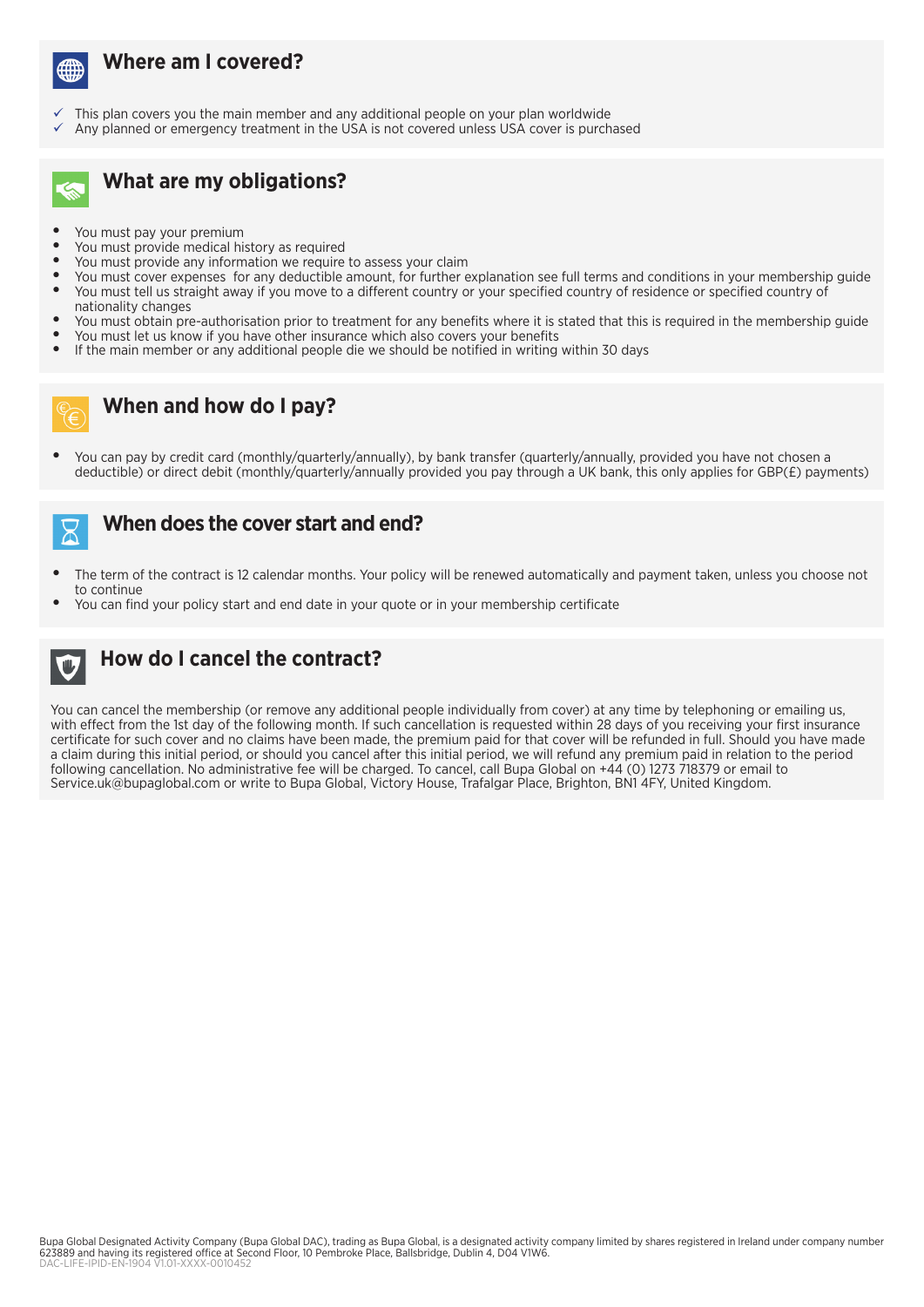## Where am I covered?

- ✓ This plan covers you the main member and any additional people on your plan worldwide
- ✓ Any planned or emergency treatment in the USA is not covered unless USA cover is purchased

## What are my obligations?

- You must pay your premium
- You must provide medical history as required
- You must provide any information we require to assess your claim
- You must cover expenses for any deductible amount, for further explanation see full terms and conditions in your membership guide
- You must tell us straight away if you move to a different country or your specified country of residence or specified country of nationality changes
- You must obtain pre-authorisation prior to treatment for any benefits where it is stated that this is required in the membership guide
- You must let us know if you have other insurance which also covers your benefits
- If the main member or any additional people die we should be notified in writing within 30 days

## When and how do I pay?

- You can pay by credit card (monthly/quarterly/annually), by bank transfer (quarterly/annually, provided you have not chosen a deductible) or direct debit (monthly/quarterly/annually provided you pay through a UK bank, this only applies for GBP(£) payments)

## When does the cover start and end?

- The term of the contract is 12 calendar months. Your policy will be renewed automatically and payment taken, unless you choose not to continue
- You can find your policy start and end date in your quote or in your membership certificate

## How do I cancel the contract?

You can cancel the membership (or remove any additional people individually from cover) at any time by telephoning or emailing us, with effect from the 1st day of the following month. If such cancellation is requested within 28 days of you receiving your first insurance certificate for such cover and no claims have been made, the premium paid for that cover will be refunded in full. Should you have made a claim during this initial period, or should you cancel after this initial period, we will refund any premium paid in relation to the period following cancellation. No administrative fee will be charged. To cancel, call Bupa Global on +44 (0) 1273 718379 or email to Service.uk@bupaglobal.com or write to Bupa Global, Victory House, Trafalgar Place, Brighton, BN1 4FY, United Kingdom.

Bupa Global Designated Activity Company (Bupa Global DAC), trading as Bupa Global, is a designated activity company limited by shares registered in Ireland under company number 623889 and having its registered office at Second Floor, 10 Pembroke Place, Ballsbridge, Dublin 4, D04 V1W6.
DAC-LIFE-IPID-EN-1904 V1.01-XXXX-0010452